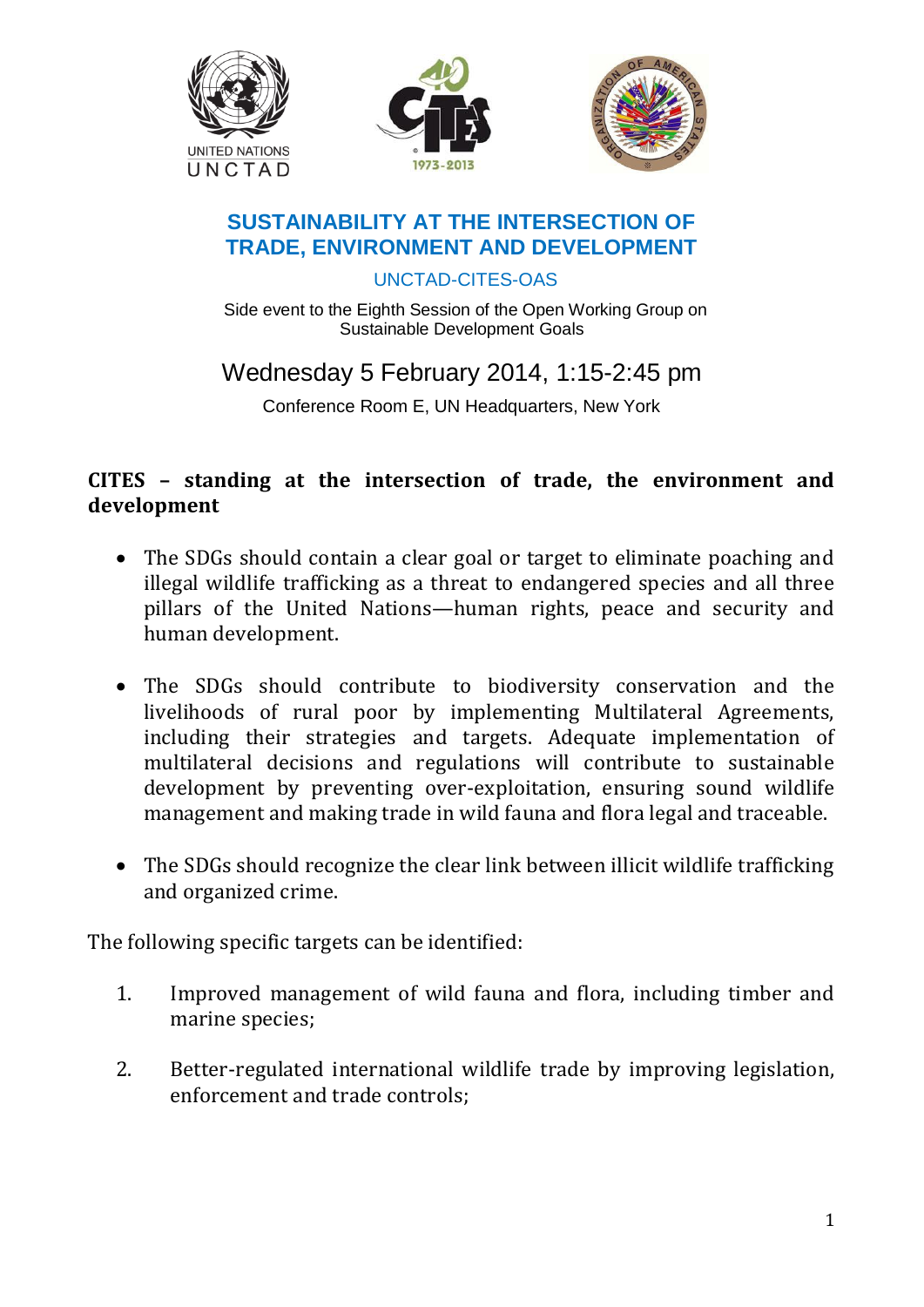UNITED NATIONS
UNCTAD

# SUSTAINABILITY AT THE INTERSECTION OF TRADE, ENVIRONMENT AND DEVELOPMENT

UNCTAD-CITES-OAS

Side event to the Eighth Session of the Open Working Group on Sustainable Development Goals

Wednesday 5 February 2014, 1:15-2:45 pm

Conference Room E, UN Headquarters, New York

## CITES – standing at the intersection of trade, the environment and development

- The SDGs should contain a clear goal or target to eliminate poaching and illegal wildlife trafficking as a threat to endangered species and all three pillars of the United Nations—human rights, peace and security and human development.

- The SDGs should contribute to biodiversity conservation and the livelihoods of rural poor by implementing Multilateral Agreements, including their strategies and targets. Adequate implementation of multilateral decisions and regulations will contribute to sustainable development by preventing over-exploitation, ensuring sound wildlife management and making trade in wild fauna and flora legal and traceable.

- The SDGs should recognize the clear link between illicit wildlife trafficking and organized crime.

The following specific targets can be identified:

1. Improved management of wild fauna and flora, including timber and marine species;

2. Better-regulated international wildlife trade by improving legislation, enforcement and trade controls;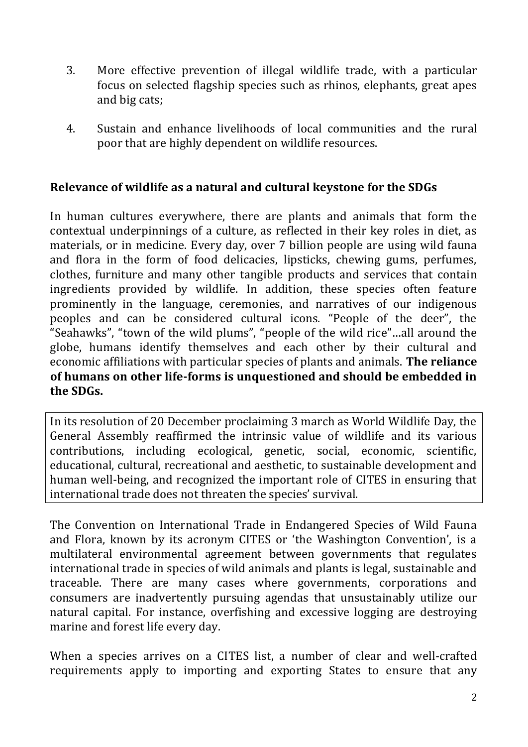3. More effective prevention of illegal wildlife trade, with a particular focus on selected flagship species such as rhinos, elephants, great apes and big cats;

4. Sustain and enhance livelihoods of local communities and the rural poor that are highly dependent on wildlife resources.

## Relevance of wildlife as a natural and cultural keystone for the SDGs

In human cultures everywhere, there are plants and animals that form the contextual underpinnings of a culture, as reflected in their key roles in diet, as materials, or in medicine. Every day, over 7 billion people are using wild fauna and flora in the form of food delicacies, lipsticks, chewing gums, perfumes, clothes, furniture and many other tangible products and services that contain ingredients provided by wildlife. In addition, these species often feature prominently in the language, ceremonies, and narratives of our indigenous peoples and can be considered cultural icons. "People of the deer", the "Seahawks", "town of the wild plums", "people of the wild rice"…all around the globe, humans identify themselves and each other by their cultural and economic affiliations with particular species of plants and animals. **The reliance of humans on other life-forms is unquestioned and should be embedded in the SDGs.**

In its resolution of 20 December proclaiming 3 march as World Wildlife Day, the General Assembly reaffirmed the intrinsic value of wildlife and its various contributions, including ecological, genetic, social, economic, scientific, educational, cultural, recreational and aesthetic, to sustainable development and human well-being, and recognized the important role of CITES in ensuring that international trade does not threaten the species' survival.

The Convention on International Trade in Endangered Species of Wild Fauna and Flora, known by its acronym CITES or 'the Washington Convention', is a multilateral environmental agreement between governments that regulates international trade in species of wild animals and plants is legal, sustainable and traceable. There are many cases where governments, corporations and consumers are inadvertently pursuing agendas that unsustainably utilize our natural capital. For instance, overfishing and excessive logging are destroying marine and forest life every day.

When a species arrives on a CITES list, a number of clear and well-crafted requirements apply to importing and exporting States to ensure that any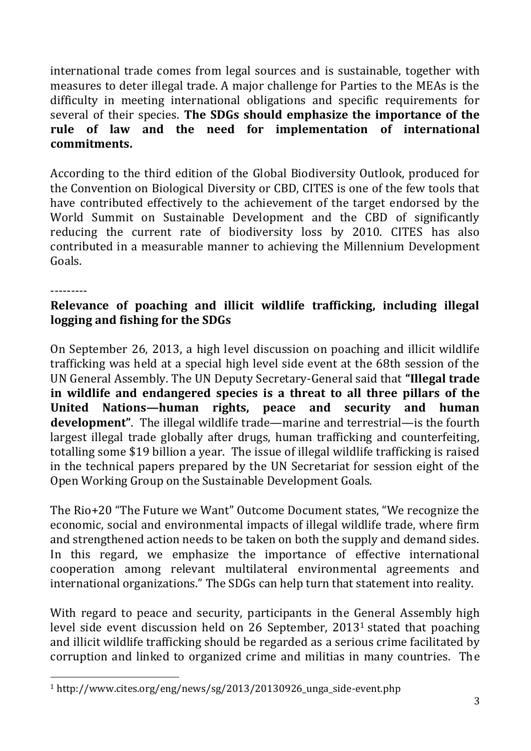international trade comes from legal sources and is sustainable, together with measures to deter illegal trade. A major challenge for Parties to the MEAs is the difficulty in meeting international obligations and specific requirements for several of their species. **The SDGs should emphasize the importance of the rule of law and the need for implementation of international commitments.**

According to the third edition of the Global Biodiversity Outlook, produced for the Convention on Biological Diversity or CBD, CITES is one of the few tools that have contributed effectively to the achievement of the target endorsed by the World Summit on Sustainable Development and the CBD of significantly reducing the current rate of biodiversity loss by 2010. CITES has also contributed in a measurable manner to achieving the Millennium Development Goals.

---------

**Relevance of poaching and illicit wildlife trafficking, including illegal logging and fishing for the SDGs**

On September 26, 2013, a high level discussion on poaching and illicit wildlife trafficking was held at a special high level side event at the 68th session of the UN General Assembly. The UN Deputy Secretary-General said that **"Illegal trade in wildlife and endangered species is a threat to all three pillars of the United Nations—human rights, peace and security and human development"**. The illegal wildlife trade—marine and terrestrial—is the fourth largest illegal trade globally after drugs, human trafficking and counterfeiting, totalling some $19 billion a year. The issue of illegal wildlife trafficking is raised in the technical papers prepared by the UN Secretariat for session eight of the Open Working Group on the Sustainable Development Goals.

The Rio+20 "The Future we Want" Outcome Document states, "We recognize the economic, social and environmental impacts of illegal wildlife trade, where firm and strengthened action needs to be taken on both the supply and demand sides. In this regard, we emphasize the importance of effective international cooperation among relevant multilateral environmental agreements and international organizations." The SDGs can help turn that statement into reality.

With regard to peace and security, participants in the General Assembly high level side event discussion held on 26 September, 2013[1] stated that poaching and illicit wildlife trafficking should be regarded as a serious crime facilitated by corruption and linked to organized crime and militias in many countries. The

[1] http://www.cites.org/eng/news/sg/2013/20130926_unga_side-event.php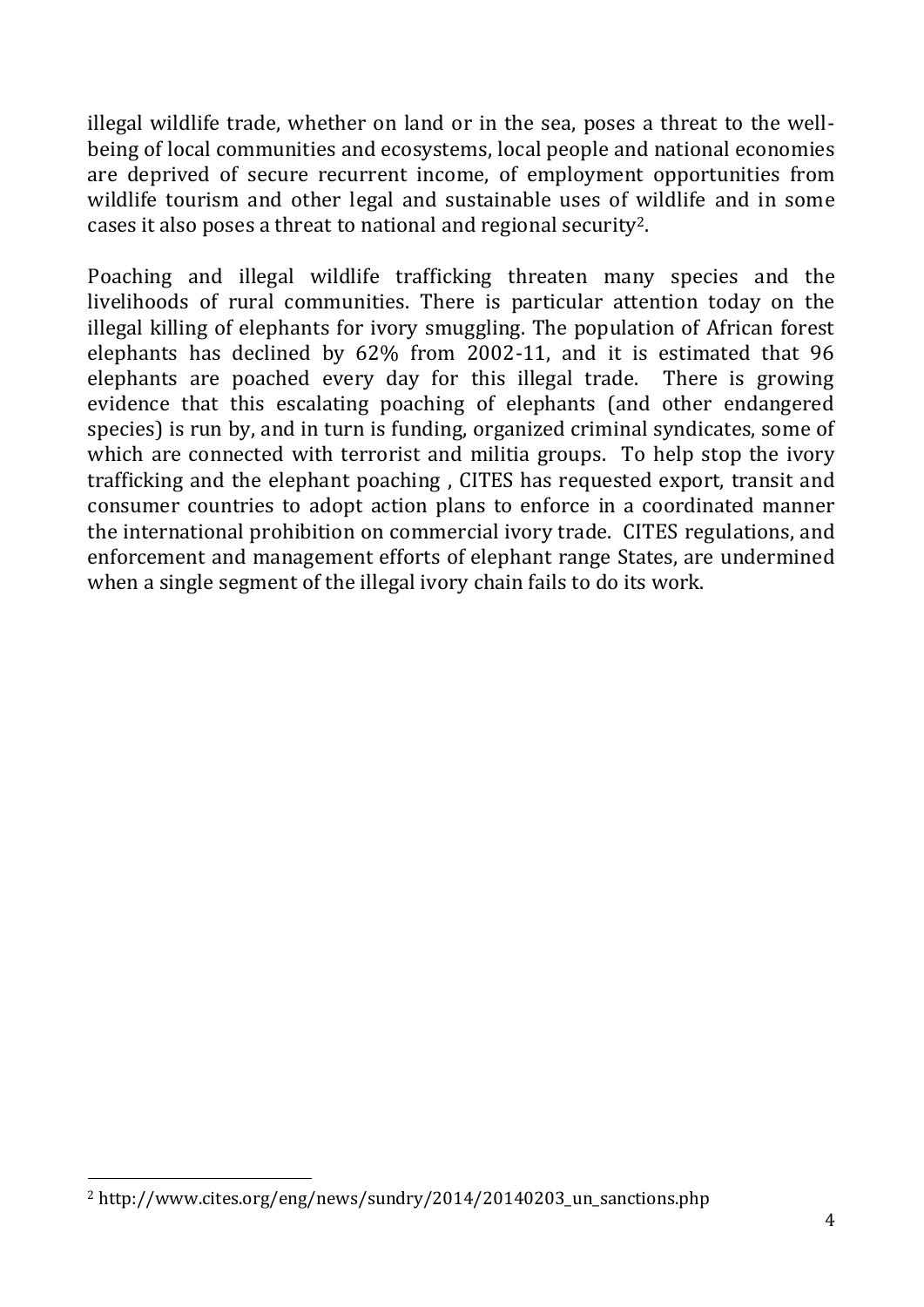illegal wildlife trade, whether on land or in the sea, poses a threat to the well-being of local communities and ecosystems, local people and national economies are deprived of secure recurrent income, of employment opportunities from wildlife tourism and other legal and sustainable uses of wildlife and in some cases it also poses a threat to national and regional security[2].

Poaching and illegal wildlife trafficking threaten many species and the livelihoods of rural communities. There is particular attention today on the illegal killing of elephants for ivory smuggling. The population of African forest elephants has declined by 62% from 2002-11, and it is estimated that 96 elephants are poached every day for this illegal trade. There is growing evidence that this escalating poaching of elephants (and other endangered species) is run by, and in turn is funding, organized criminal syndicates, some of which are connected with terrorist and militia groups. To help stop the ivory trafficking and the elephant poaching , CITES has requested export, transit and consumer countries to adopt action plans to enforce in a coordinated manner the international prohibition on commercial ivory trade. CITES regulations, and enforcement and management efforts of elephant range States, are undermined when a single segment of the illegal ivory chain fails to do its work.

[2] http://www.cites.org/eng/news/sundry/2014/20140203_un_sanctions.php